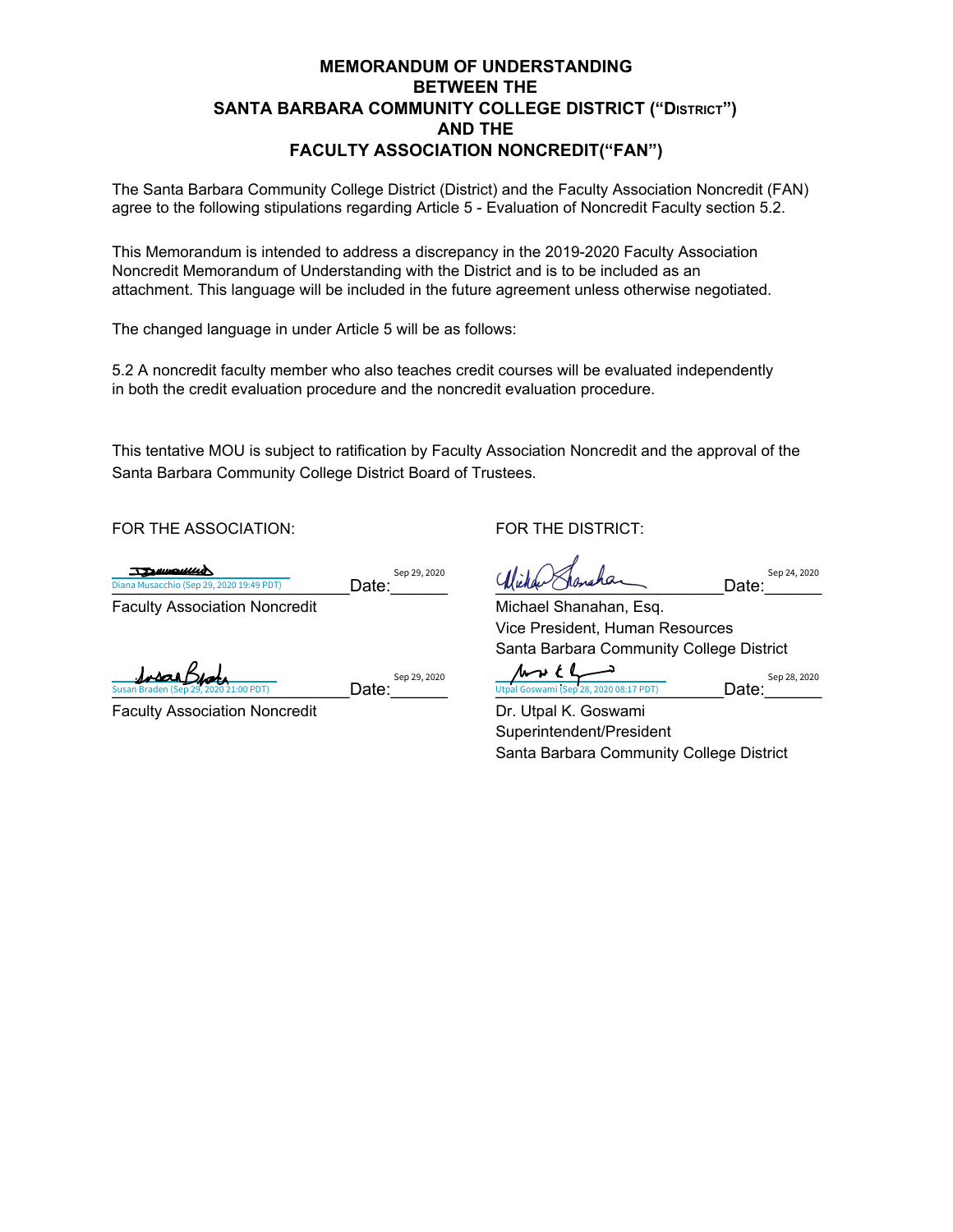**MEMORANDUM OF UNDERSTANDING**
**BETWEEN THE**
**SANTA BARBARA COMMUNITY COLLEGE DISTRICT ("DISTRICT")**
**AND THE**
**FACULTY ASSOCIATION NONCREDIT("FAN")**

The Santa Barbara Community College District (District) and the Faculty Association Noncredit (FAN) agree to the following stipulations regarding Article 5 - Evaluation of Noncredit Faculty section 5.2.

This Memorandum is intended to address a discrepancy in the 2019-2020 Faculty Association Noncredit Memorandum of Understanding with the District and is to be included as an attachment. This language will be included in the future agreement unless otherwise negotiated.

The changed language in under Article 5 will be as follows:

5.2 A noncredit faculty member who also teaches credit courses will be evaluated independently in both the credit evaluation procedure and the noncredit evaluation procedure.

This tentative MOU is subject to ratification by Faculty Association Noncredit and the approval of the Santa Barbara Community College District Board of Trustees.

FOR THE ASSOCIATION:

Diana Musacchio (Sep 29, 2020 19:49 PDT) Date: Sep 29, 2020
Faculty Association Noncredit

Susan Braden (Sep 29, 2020 21:00 PDT) Date: Sep 29, 2020
Faculty Association Noncredit

FOR THE DISTRICT:

Date: Sep 24, 2020
Michael Shanahan, Esq.
Vice President, Human Resources
Santa Barbara Community College District

Utpal Goswami (Sep 28, 2020 08:17 PDT) Date: Sep 28, 2020
Dr. Utpal K. Goswami
Superintendent/President
Santa Barbara Community College District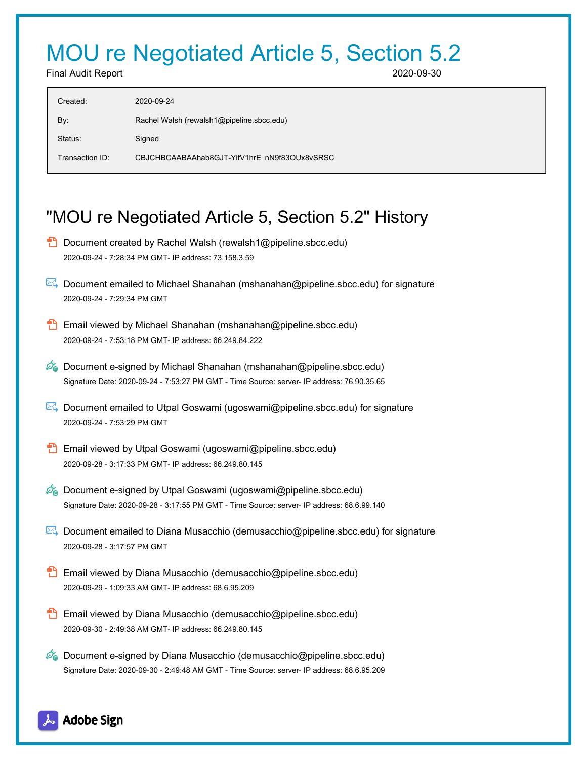# MOU re Negotiated Article 5, Section 5.2

Final Audit Report 2020-09-30

| | |
|---|---|
| Created: | 2020-09-24 |
| By: | Rachel Walsh (rewalsh1@pipeline.sbcc.edu) |
| Status: | Signed |
| Transaction ID: | CBJCHBCAABAAhab8GJT-YifV1hrE_nN9f83OUx8vSRSC |

## "MOU re Negotiated Article 5, Section 5.2" History

- Document created by Rachel Walsh (rewalsh1@pipeline.sbcc.edu)
  2020-09-24 - 7:28:34 PM GMT- IP address: 73.158.3.59

- Document emailed to Michael Shanahan (mshanahan@pipeline.sbcc.edu) for signature
  2020-09-24 - 7:29:34 PM GMT

- Email viewed by Michael Shanahan (mshanahan@pipeline.sbcc.edu)
  2020-09-24 - 7:53:18 PM GMT- IP address: 66.249.84.222

- Document e-signed by Michael Shanahan (mshanahan@pipeline.sbcc.edu)
  Signature Date: 2020-09-24 - 7:53:27 PM GMT - Time Source: server- IP address: 76.90.35.65

- Document emailed to Utpal Goswami (ugoswami@pipeline.sbcc.edu) for signature
  2020-09-24 - 7:53:29 PM GMT

- Email viewed by Utpal Goswami (ugoswami@pipeline.sbcc.edu)
  2020-09-28 - 3:17:33 PM GMT- IP address: 66.249.80.145

- Document e-signed by Utpal Goswami (ugoswami@pipeline.sbcc.edu)
  Signature Date: 2020-09-28 - 3:17:55 PM GMT - Time Source: server- IP address: 68.6.99.140

- Document emailed to Diana Musacchio (demusacchio@pipeline.sbcc.edu) for signature
  2020-09-28 - 3:17:57 PM GMT

- Email viewed by Diana Musacchio (demusacchio@pipeline.sbcc.edu)
  2020-09-29 - 1:09:33 AM GMT- IP address: 68.6.95.209

- Email viewed by Diana Musacchio (demusacchio@pipeline.sbcc.edu)
  2020-09-30 - 2:49:38 AM GMT- IP address: 66.249.80.145

- Document e-signed by Diana Musacchio (demusacchio@pipeline.sbcc.edu)
  Signature Date: 2020-09-30 - 2:49:48 AM GMT - Time Source: server- IP address: 68.6.95.209

Adobe Sign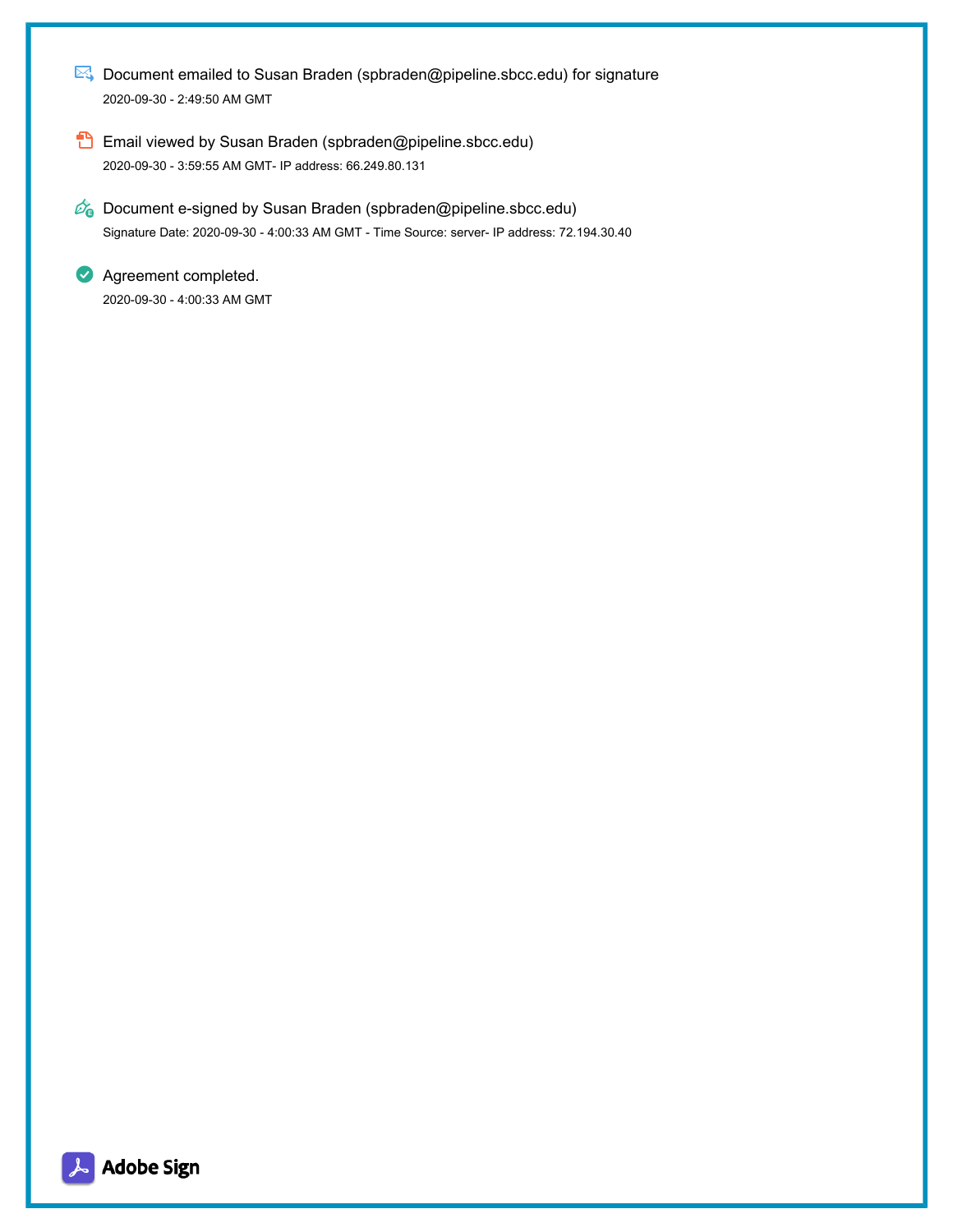Document emailed to Susan Braden (spbraden@pipeline.sbcc.edu) for signature

2020-09-30 - 2:49:50 AM GMT

Email viewed by Susan Braden (spbraden@pipeline.sbcc.edu)

2020-09-30 - 3:59:55 AM GMT- IP address: 66.249.80.131

Document e-signed by Susan Braden (spbraden@pipeline.sbcc.edu)

Signature Date: 2020-09-30 - 4:00:33 AM GMT - Time Source: server- IP address: 72.194.30.40

Agreement completed.

2020-09-30 - 4:00:33 AM GMT

Adobe Sign